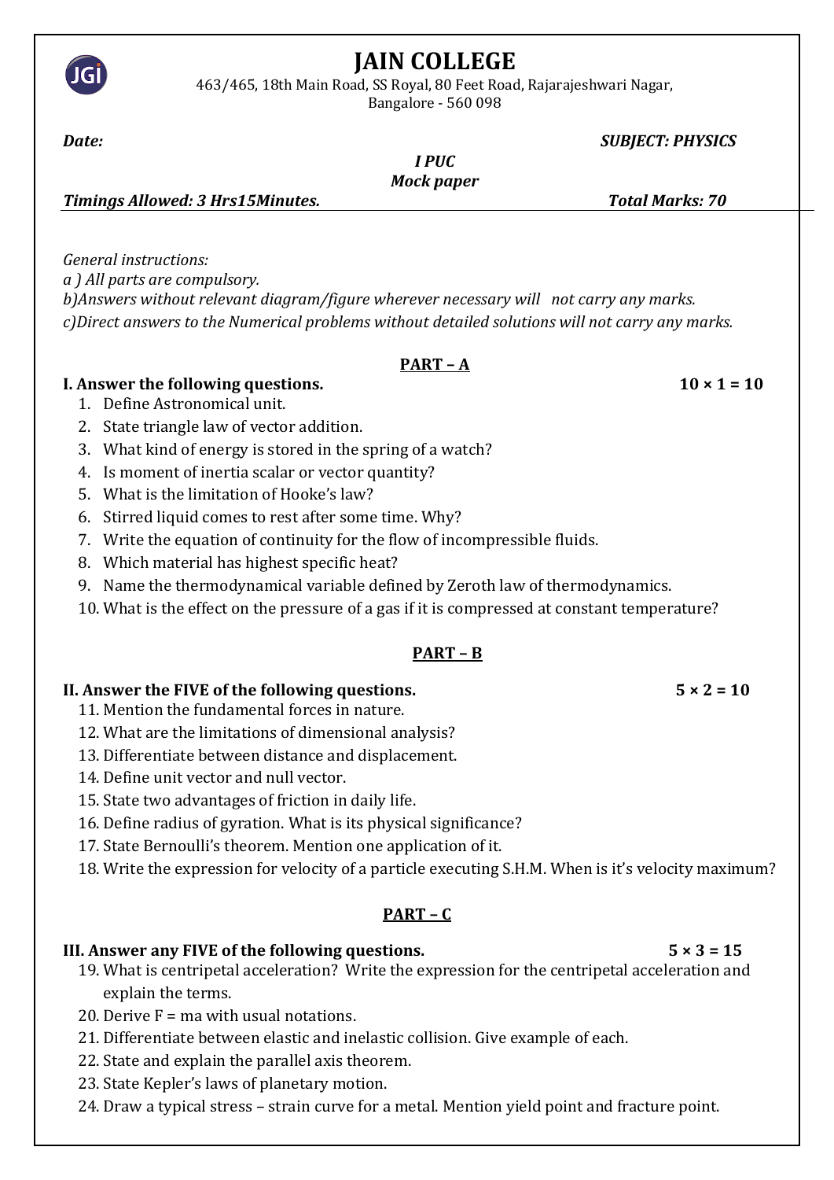# JAIN COLLEGE

463/465, 18th Main Road, SS Royal, 80 Feet Road, Rajarajeshwari Nagar,
Bangalore - 560 098

***Date:*** ***SUBJECT: PHYSICS***

***I PUC***

***Mock paper***

***Timings Allowed: 3 Hrs15Minutes.*** ***Total Marks: 70***

*General instructions:*

*a ) All parts are compulsory.*

*b)Answers without relevant diagram/figure wherever necessary will not carry any marks.*

*c)Direct answers to the Numerical problems without detailed solutions will not carry any marks.*

## PART – A

**I. Answer the following questions.** **10 × 1 = 10**

1. Define Astronomical unit.
2. State triangle law of vector addition.
3. What kind of energy is stored in the spring of a watch?
4. Is moment of inertia scalar or vector quantity?
5. What is the limitation of Hooke's law?
6. Stirred liquid comes to rest after some time. Why?
7. Write the equation of continuity for the flow of incompressible fluids.
8. Which material has highest specific heat?
9. Name the thermodynamical variable defined by Zeroth law of thermodynamics.
10. What is the effect on the pressure of a gas if it is compressed at constant temperature?

## PART – B

**II. Answer the FIVE of the following questions.** **5 × 2 = 10**

11. Mention the fundamental forces in nature.
12. What are the limitations of dimensional analysis?
13. Differentiate between distance and displacement.
14. Define unit vector and null vector.
15. State two advantages of friction in daily life.
16. Define radius of gyration. What is its physical significance?
17. State Bernoulli's theorem. Mention one application of it.
18. Write the expression for velocity of a particle executing S.H.M. When is it's velocity maximum?

## PART – C

**III. Answer any FIVE of the following questions.** **5 × 3 = 15**

19. What is centripetal acceleration? Write the expression for the centripetal acceleration and explain the terms.
20. Derive F = ma with usual notations.
21. Differentiate between elastic and inelastic collision. Give example of each.
22. State and explain the parallel axis theorem.
23. State Kepler's laws of planetary motion.
24. Draw a typical stress – strain curve for a metal. Mention yield point and fracture point.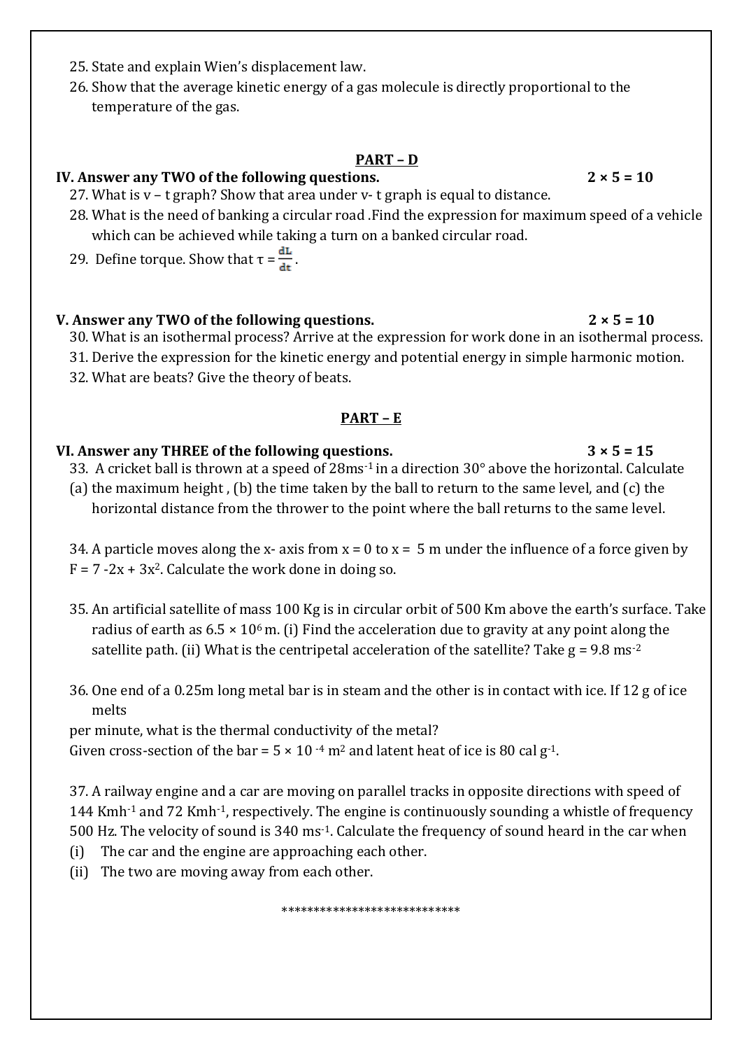25. State and explain Wien's displacement law.
26. Show that the average kinetic energy of a gas molecule is directly proportional to the temperature of the gas.

## PART – D

**IV. Answer any TWO of the following questions. $2 \times 5 = 10$**

27. What is v – t graph? Show that area under v- t graph is equal to distance.
28. What is the need of banking a circular road .Find the expression for maximum speed of a vehicle which can be achieved while taking a turn on a banked circular road.
29. Define torque. Show that $\tau = \frac{dL}{dt}$.

**V. Answer any TWO of the following questions. $2 \times 5 = 10$**

30. What is an isothermal process? Arrive at the expression for work done in an isothermal process.
31. Derive the expression for the kinetic energy and potential energy in simple harmonic motion.
32. What are beats? Give the theory of beats.

## PART – E

**VI. Answer any THREE of the following questions. $3 \times 5 = 15$**

33. A cricket ball is thrown at a speed of $28 ms^{-1}$ in a direction 30° above the horizontal. Calculate (a) the maximum height , (b) the time taken by the ball to return to the same level, and (c) the horizontal distance from the thrower to the point where the ball returns to the same level.

34. A particle moves along the x- axis from x = 0 to x = 5 m under the influence of a force given by $F = 7 - 2x + 3x^2$. Calculate the work done in doing so.

35. An artificial satellite of mass 100 Kg is in circular orbit of 500 Km above the earth's surface. Take radius of earth as $6.5 \times 10^6$ m. (i) Find the acceleration due to gravity at any point along the satellite path. (ii) What is the centripetal acceleration of the satellite? Take $g = 9.8 ms^{-2}$

36. One end of a 0.25m long metal bar is in steam and the other is in contact with ice. If 12 g of ice melts per minute, what is the thermal conductivity of the metal? Given cross-section of the bar = $5 \times 10^{-4} m^2$ and latent heat of ice is $80 cal g^{-1}$.

37. A railway engine and a car are moving on parallel tracks in opposite directions with speed of $144 Kmh^{-1}$ and $72 Kmh^{-1}$, respectively. The engine is continuously sounding a whistle of frequency 500 Hz. The velocity of sound is $340 ms^{-1}$. Calculate the frequency of sound heard in the car when
(i) The car and the engine are approaching each other.
(ii) The two are moving away from each other.

****************************